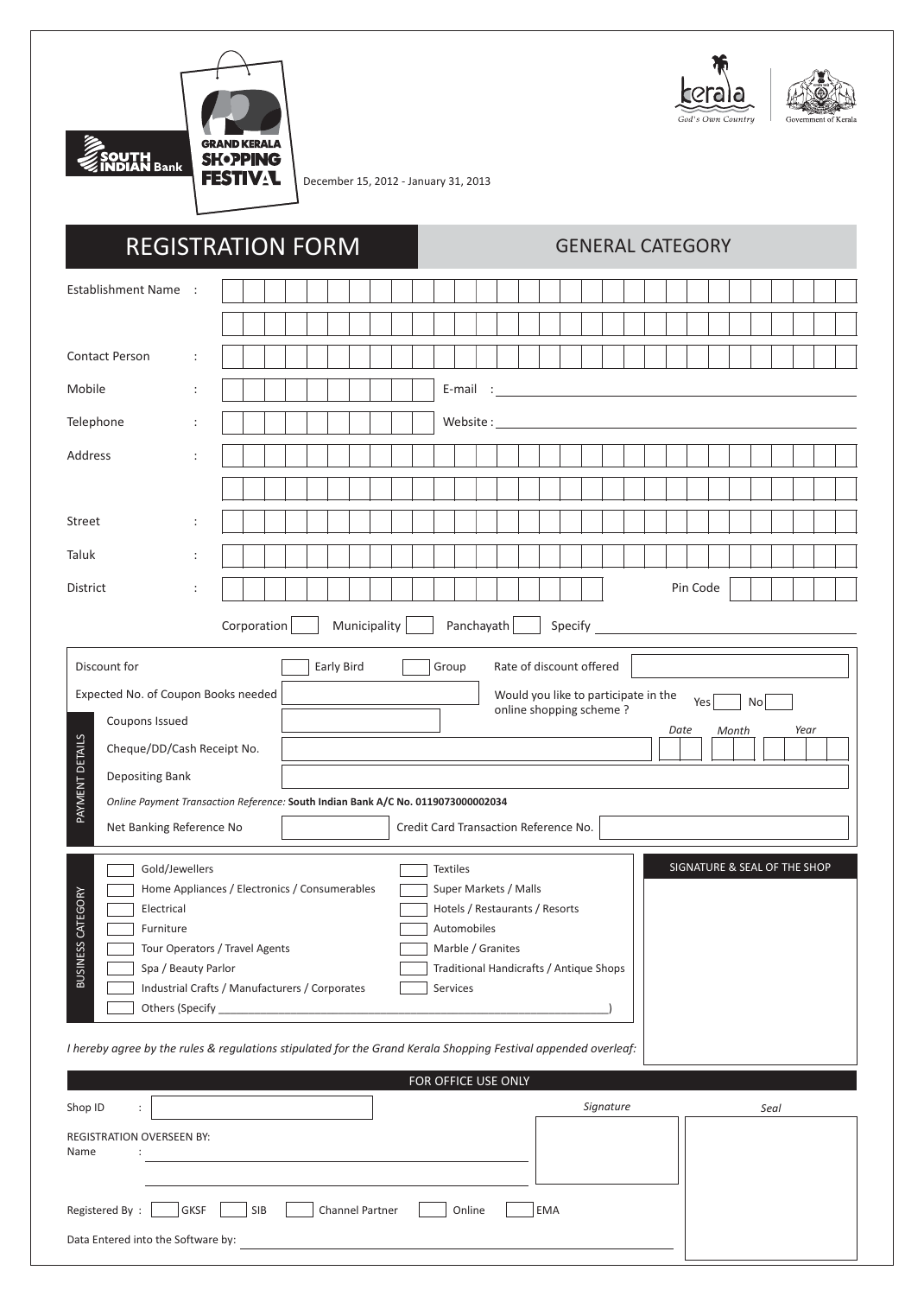SOUTH INDIAN Bank

GRAND KERALA SHOPPING FESTIVAL

December 15, 2012 - January 31, 2013

kerala God's Own Country | Government of Kerala

# REGISTRATION FORM

## GENERAL CATEGORY

Establishment Name :

Contact Person :

Mobile : E-mail :

Telephone : Website :

Address :

Street :

Taluk :

District : Pin Code

Corporation ☐ Municipality ☐ Panchayath ☐ Specify

Discount for ☐ Early Bird ☐ Group Rate of discount offered

Expected No. of Coupon Books needed Would you like to participate in the online shopping scheme ? Yes ☐ No ☐

**PAYMENT DETAILS**

Coupons Issued

Cheque/DD/Cash Receipt No. *Date* *Month* *Year*

Depositing Bank

*Online Payment Transaction Reference:* **South Indian Bank A/C No. 0119073000002034**

Net Banking Reference No Credit Card Transaction Reference No.

**BUSINESS CATEGORY**

- ☐ Gold/Jewellers
- ☐ Home Appliances / Electronics / Consumerables
- ☐ Electrical
- ☐ Furniture
- ☐ Tour Operators / Travel Agents
- ☐ Spa / Beauty Parlor
- ☐ Industrial Crafts / Manufacturers / Corporates
- ☐ Textiles
- ☐ Super Markets / Malls
- ☐ Hotels / Restaurants / Resorts
- ☐ Automobiles
- ☐ Marble / Granites
- ☐ Traditional Handicrafts / Antique Shops
- ☐ Services
- ☐ Others (Specify ________________________________)

SIGNATURE & SEAL OF THE SHOP

*I hereby agree by the rules & regulations stipulated for the Grand Kerala Shopping Festival appended overleaf:*

FOR OFFICE USE ONLY

Shop ID :

*Signature* *Seal*

REGISTRATION OVERSEEN BY:

Name :

Registered By : ☐ GKSF ☐ SIB ☐ Channel Partner ☐ Online ☐ EMA

Data Entered into the Software by: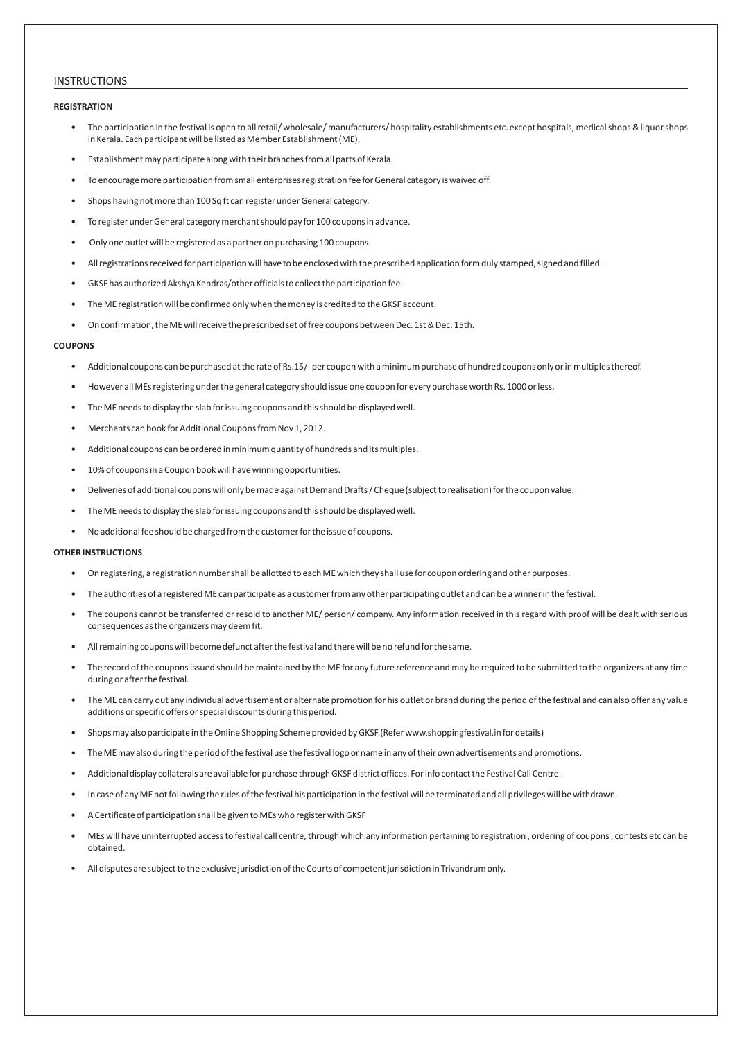## INSTRUCTIONS

**REGISTRATION**

- The participation in the festival is open to all retail/ wholesale/ manufacturers/ hospitality establishments etc. except hospitals, medical shops & liquor shops in Kerala. Each participant will be listed as Member Establishment (ME).
- Establishment may participate along with their branches from all parts of Kerala.
- To encourage more participation from small enterprises registration fee for General category is waived off.
- Shops having not more than 100 Sq ft can register under General category.
- To register under General category merchant should pay for 100 coupons in advance.
- Only one outlet will be registered as a partner on purchasing 100 coupons.
- All registrations received for participation will have to be enclosed with the prescribed application form duly stamped, signed and filled.
- GKSF has authorized Akshya Kendras/other officials to collect the participation fee.
- The ME registration will be confirmed only when the money is credited to the GKSF account.
- On confirmation, the ME will receive the prescribed set of free coupons between Dec. 1st & Dec. 15th.

**COUPONS**

- Additional coupons can be purchased at the rate of Rs.15/- per coupon with a minimum purchase of hundred coupons only or in multiples thereof.
- However all MEs registering under the general category should issue one coupon for every purchase worth Rs. 1000 or less.
- The ME needs to display the slab for issuing coupons and this should be displayed well.
- Merchants can book for Additional Coupons from Nov 1, 2012.
- Additional coupons can be ordered in minimum quantity of hundreds and its multiples.
- 10% of coupons in a Coupon book will have winning opportunities.
- Deliveries of additional coupons will only be made against Demand Drafts / Cheque (subject to realisation) for the coupon value.
- The ME needs to display the slab for issuing coupons and this should be displayed well.
- No additional fee should be charged from the customer for the issue of coupons.

**OTHER INSTRUCTIONS**

- On registering, a registration number shall be allotted to each ME which they shall use for coupon ordering and other purposes.
- The authorities of a registered ME can participate as a customer from any other participating outlet and can be a winner in the festival.
- The coupons cannot be transferred or resold to another ME/ person/ company. Any information received in this regard with proof will be dealt with serious consequences as the organizers may deem fit.
- All remaining coupons will become defunct after the festival and there will be no refund for the same.
- The record of the coupons issued should be maintained by the ME for any future reference and may be required to be submitted to the organizers at any time during or after the festival.
- The ME can carry out any individual advertisement or alternate promotion for his outlet or brand during the period of the festival and can also offer any value additions or specific offers or special discounts during this period.
- Shops may also participate in the Online Shopping Scheme provided by GKSF.(Refer www.shoppingfestival.in for details)
- The ME may also during the period of the festival use the festival logo or name in any of their own advertisements and promotions.
- Additional display collaterals are available for purchase through GKSF district offices. For info contact the Festival Call Centre.
- In case of any ME not following the rules of the festival his participation in the festival will be terminated and all privileges will be withdrawn.
- A Certificate of participation shall be given to MEs who register with GKSF
- MEs will have uninterrupted access to festival call centre, through which any information pertaining to registration , ordering of coupons , contests etc can be obtained.
- All disputes are subject to the exclusive jurisdiction of the Courts of competent jurisdiction in Trivandrum only.